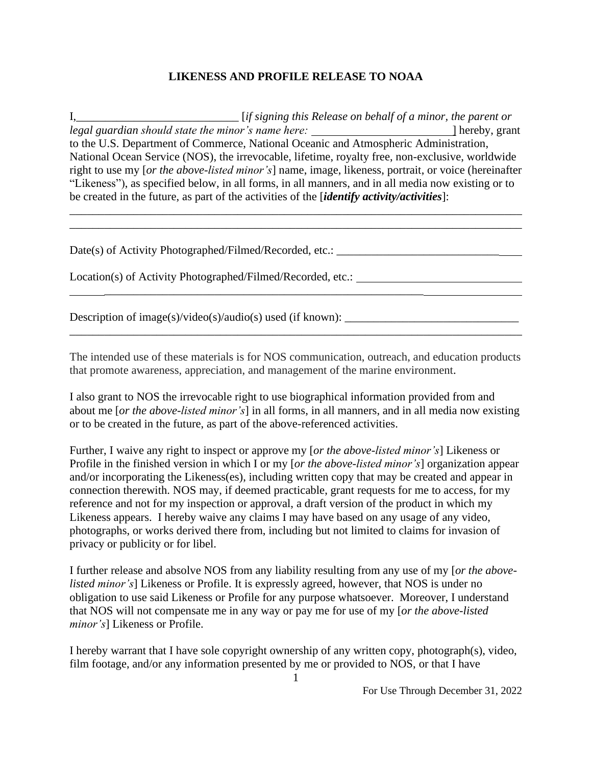# LIKENESS AND PROFILE RELEASE TO NOAA

I,___________________________ [*if signing this Release on behalf of a minor, the parent or legal guardian should state the minor's name here:* ________________________] hereby, grant to the U.S. Department of Commerce, National Oceanic and Atmospheric Administration, National Ocean Service (NOS), the irrevocable, lifetime, royalty free, non-exclusive, worldwide right to use my [*or the above-listed minor's*] name, image, likeness, portrait, or voice (hereinafter "Likeness"), as specified below, in all forms, in all manners, and in all media now existing or to be created in the future, as part of the activities of the [***identify activity/activities***]:

_______________________________________________________________________________
_______________________________________________________________________________

Date(s) of Activity Photographed/Filmed/Recorded, etc.: ________________________________

Location(s) of Activity Photographed/Filmed/Recorded, etc.: _____________________________
_______________________________________________________________________________

Description of image(s)/video(s)/audio(s) used (if known): ______________________________
_______________________________________________________________________________

The intended use of these materials is for NOS communication, outreach, and education products that promote awareness, appreciation, and management of the marine environment.

I also grant to NOS the irrevocable right to use biographical information provided from and about me [*or the above-listed minor's*] in all forms, in all manners, and in all media now existing or to be created in the future, as part of the above-referenced activities.

Further, I waive any right to inspect or approve my [*or the above-listed minor's*] Likeness or Profile in the finished version in which I or my [*or the above-listed minor's*] organization appear and/or incorporating the Likeness(es), including written copy that may be created and appear in connection therewith. NOS may, if deemed practicable, grant requests for me to access, for my reference and not for my inspection or approval, a draft version of the product in which my Likeness appears. I hereby waive any claims I may have based on any usage of any video, photographs, or works derived there from, including but not limited to claims for invasion of privacy or publicity or for libel.

I further release and absolve NOS from any liability resulting from any use of my [*or the above-listed minor's*] Likeness or Profile. It is expressly agreed, however, that NOS is under no obligation to use said Likeness or Profile for any purpose whatsoever. Moreover, I understand that NOS will not compensate me in any way or pay me for use of my [*or the above-listed minor's*] Likeness or Profile.

I hereby warrant that I have sole copyright ownership of any written copy, photograph(s), video, film footage, and/or any information presented by me or provided to NOS, or that I have

For Use Through December 31, 2022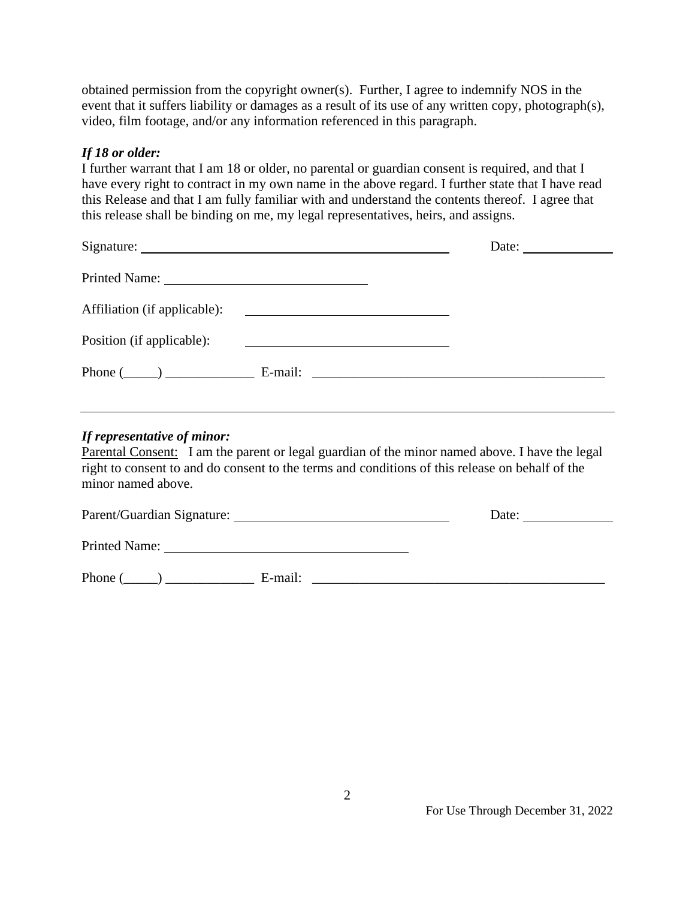obtained permission from the copyright owner(s). Further, I agree to indemnify NOS in the event that it suffers liability or damages as a result of its use of any written copy, photograph(s), video, film footage, and/or any information referenced in this paragraph.

***If 18 or older:***

I further warrant that I am 18 or older, no parental or guardian consent is required, and that I have every right to contract in my own name in the above regard. I further state that I have read this Release and that I am fully familiar with and understand the contents thereof. I agree that this release shall be binding on me, my legal representatives, heirs, and assigns.

Signature: ________________________________________ Date: ____________

Printed Name: ____________________________

Affiliation (if applicable): ____________________________

Position (if applicable): ____________________________

Phone (_____) _____________ E-mail: ___________________________________________

---

***If representative of minor:***

Parental Consent: I am the parent or legal guardian of the minor named above. I have the legal right to consent to and do consent to the terms and conditions of this release on behalf of the minor named above.

Parent/Guardian Signature: ______________________________ Date: ____________

Printed Name: __________________________________

Phone (_____) _____________ E-mail: ___________________________________________

For Use Through December 31, 2022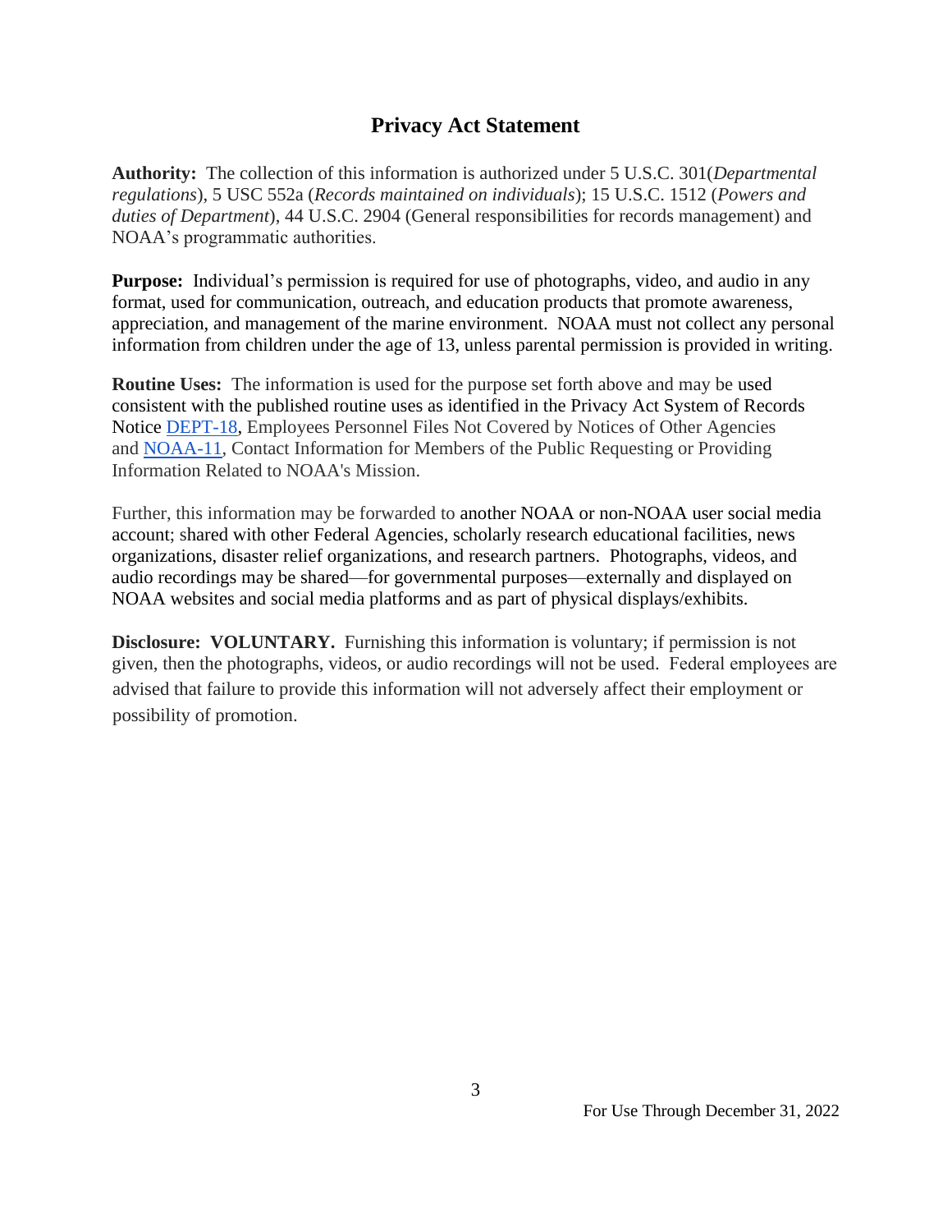## Privacy Act Statement

**Authority:** The collection of this information is authorized under 5 U.S.C. 301(*Departmental regulations*), 5 USC 552a (*Records maintained on individuals*); 15 U.S.C. 1512 (*Powers and duties of Department*), 44 U.S.C. 2904 (General responsibilities for records management) and NOAA's programmatic authorities.

**Purpose:** Individual's permission is required for use of photographs, video, and audio in any format, used for communication, outreach, and education products that promote awareness, appreciation, and management of the marine environment. NOAA must not collect any personal information from children under the age of 13, unless parental permission is provided in writing.

**Routine Uses:** The information is used for the purpose set forth above and may be used consistent with the published routine uses as identified in the Privacy Act System of Records Notice DEPT-18, Employees Personnel Files Not Covered by Notices of Other Agencies and NOAA-11, Contact Information for Members of the Public Requesting or Providing Information Related to NOAA's Mission.

Further, this information may be forwarded to another NOAA or non-NOAA user social media account; shared with other Federal Agencies, scholarly research educational facilities, news organizations, disaster relief organizations, and research partners. Photographs, videos, and audio recordings may be shared—for governmental purposes—externally and displayed on NOAA websites and social media platforms and as part of physical displays/exhibits.

**Disclosure: VOLUNTARY.** Furnishing this information is voluntary; if permission is not given, then the photographs, videos, or audio recordings will not be used. Federal employees are advised that failure to provide this information will not adversely affect their employment or possibility of promotion.